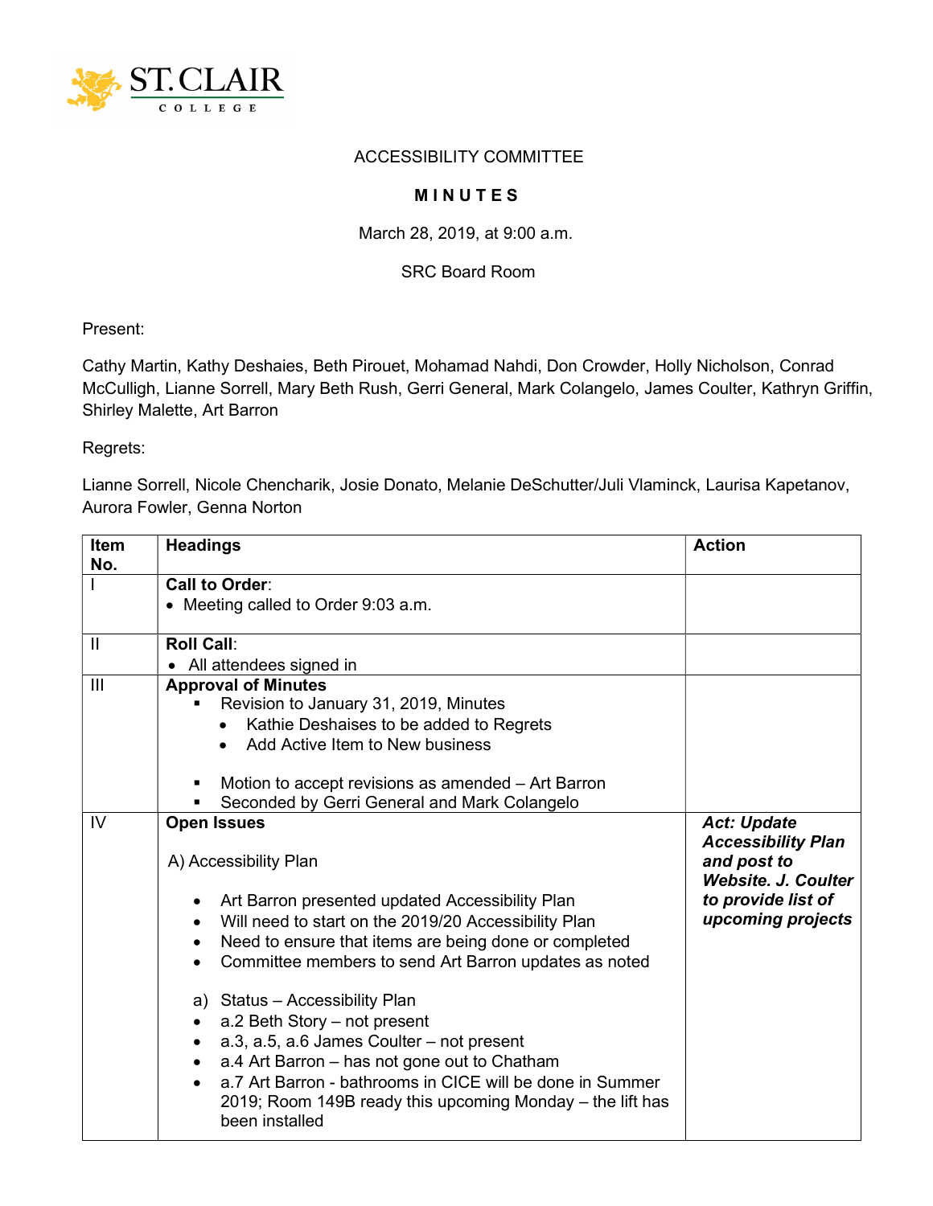ST. CLAIR COLLEGE

ACCESSIBILITY COMMITTEE

**M I N U T E S**

March 28, 2019, at 9:00 a.m.

SRC Board Room

Present:

Cathy Martin, Kathy Deshaies, Beth Pirouet, Mohamad Nahdi, Don Crowder, Holly Nicholson, Conrad McCulligh, Lianne Sorrell, Mary Beth Rush, Gerri General, Mark Colangelo, James Coulter, Kathryn Griffin, Shirley Malette, Art Barron

Regrets:

Lianne Sorrell, Nicole Chencharik, Josie Donato, Melanie DeSchutter/Juli Vlaminck, Laurisa Kapetanov, Aurora Fowler, Genna Norton

| Item No. | Headings | Action |
|---|---|---|
| I | **Call to Order**:<br>• Meeting called to Order 9:03 a.m. | |
| II | **Roll Call**:<br>• All attendees signed in | |
| III | **Approval of Minutes**<br>▪ Revision to January 31, 2019, Minutes<br>&nbsp;&nbsp;• Kathie Deshaises to be added to Regrets<br>&nbsp;&nbsp;• Add Active Item to New business<br><br>▪ Motion to accept revisions as amended – Art Barron<br>▪ Seconded by Gerri General and Mark Colangelo | |
| IV | **Open Issues**<br><br>A) Accessibility Plan<br><br>• Art Barron presented updated Accessibility Plan<br>• Will need to start on the 2019/20 Accessibility Plan<br>• Need to ensure that items are being done or completed<br>• Committee members to send Art Barron updates as noted<br><br>a) Status – Accessibility Plan<br>• a.2 Beth Story – not present<br>• a.3, a.5, a.6 James Coulter – not present<br>• a.4 Art Barron – has not gone out to Chatham<br>• a.7 Art Barron - bathrooms in CICE will be done in Summer 2019; Room 149B ready this upcoming Monday – the lift has been installed | ***Act: Update Accessibility Plan and post to Website. J. Coulter to provide list of upcoming projects*** |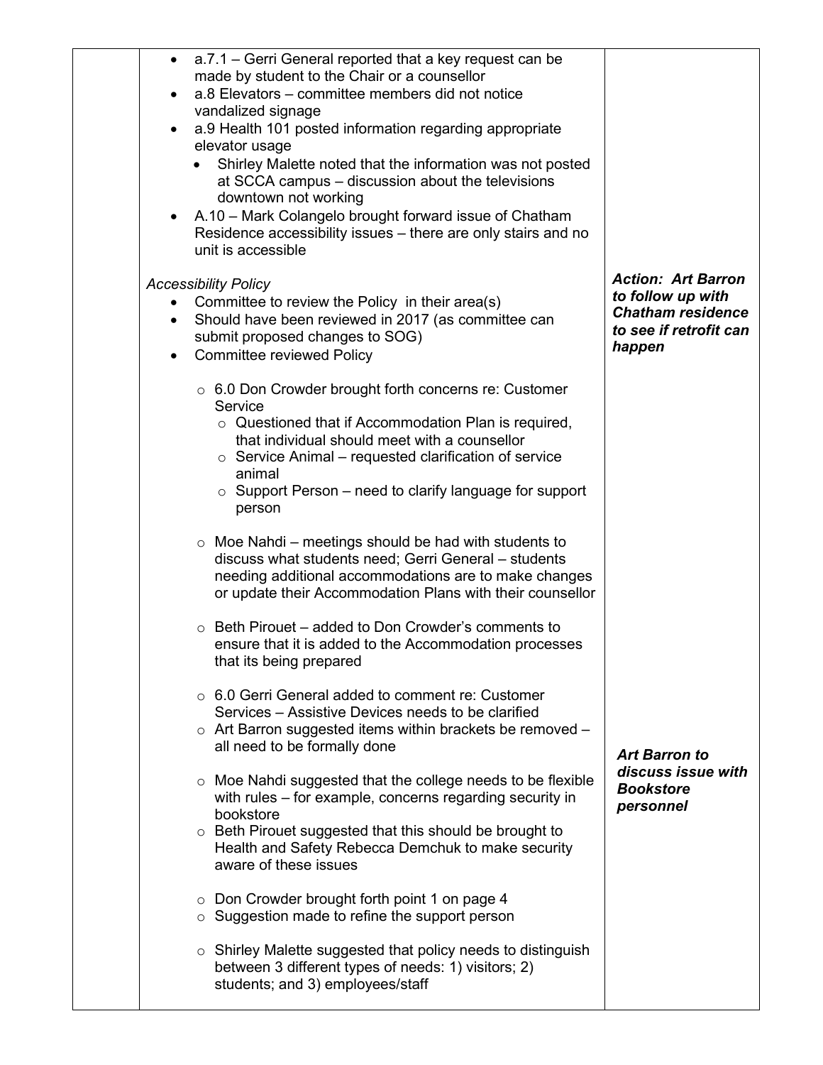| | | |
|---|---|---|
| | • a.7.1 – Gerri General reported that a key request can be made by student to the Chair or a counsellor<br>• a.8 Elevators – committee members did not notice vandalized signage<br>• a.9 Health 101 posted information regarding appropriate elevator usage<br>  • Shirley Malette noted that the information was not posted at SCCA campus – discussion about the televisions downtown not working<br>• A.10 – Mark Colangelo brought forward issue of Chatham Residence accessibility issues – there are only stairs and no unit is accessible | |
| | *Accessibility Policy*<br>• Committee to review the Policy in their area(s)<br>• Should have been reviewed in 2017 (as committee can submit proposed changes to SOG)<br>• Committee reviewed Policy | ***Action: Art Barron to follow up with Chatham residence to see if retrofit can happen*** |
| | ○ 6.0 Don Crowder brought forth concerns re: Customer Service<br>  ○ Questioned that if Accommodation Plan is required, that individual should meet with a counsellor<br>  ○ Service Animal – requested clarification of service animal<br>  ○ Support Person – need to clarify language for support person<br><br>○ Moe Nahdi – meetings should be had with students to discuss what students need; Gerri General – students needing additional accommodations are to make changes or update their Accommodation Plans with their counsellor<br><br>○ Beth Pirouet – added to Don Crowder's comments to ensure that it is added to the Accommodation processes that its being prepared<br><br>○ 6.0 Gerri General added to comment re: Customer Services – Assistive Devices needs to be clarified<br>○ Art Barron suggested items within brackets be removed – all need to be formally done | |
| | ○ Moe Nahdi suggested that the college needs to be flexible with rules – for example, concerns regarding security in bookstore<br>○ Beth Pirouet suggested that this should be brought to Health and Safety Rebecca Demchuk to make security aware of these issues<br><br>○ Don Crowder brought forth point 1 on page 4<br>○ Suggestion made to refine the support person<br><br>○ Shirley Malette suggested that policy needs to distinguish between 3 different types of needs: 1) visitors; 2) students; and 3) employees/staff | ***Art Barron to discuss issue with Bookstore personnel*** |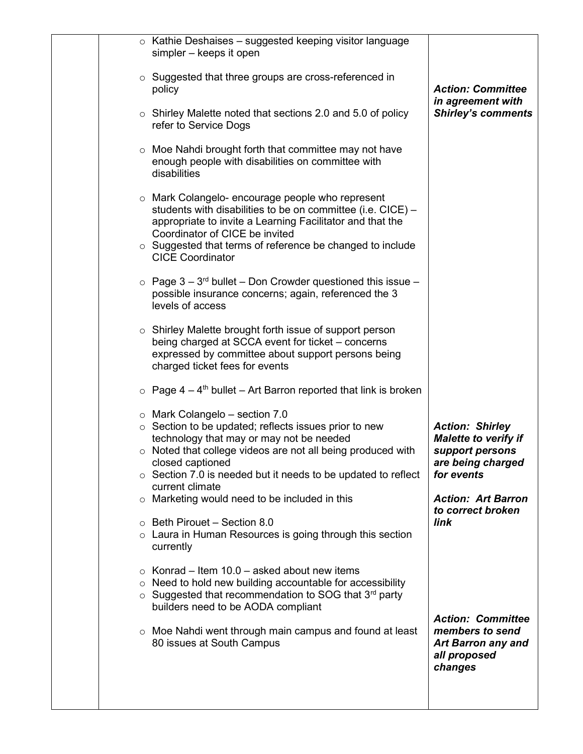| | Discussion | Action |
|---|---|---|
| | <ul><li>Kathie Deshaises – suggested keeping visitor language simpler – keeps it open</li><li>Suggested that three groups are cross-referenced in policy</li><li>Shirley Malette noted that sections 2.0 and 5.0 of policy refer to Service Dogs</li><li>Moe Nahdi brought forth that committee may not have enough people with disabilities on committee with disabilities</li><li>Mark Colangelo- encourage people who represent students with disabilities to be on committee (i.e. CICE) – appropriate to invite a Learning Facilitator and that the Coordinator of CICE be invited</li><li>Suggested that terms of reference be changed to include CICE Coordinator</li><li>Page 3 – 3rd bullet – Don Crowder questioned this issue – possible insurance concerns; again, referenced the 3 levels of access</li><li>Shirley Malette brought forth issue of support person being charged at SCCA event for ticket – concerns expressed by committee about support persons being charged ticket fees for events</li><li>Page 4 – 4th bullet – Art Barron reported that link is broken</li><li>Mark Colangelo – section 7.0</li><li>Section to be updated; reflects issues prior to new technology that may or may not be needed</li><li>Noted that college videos are not all being produced with closed captioned</li><li>Section 7.0 is needed but it needs to be updated to reflect current climate</li><li>Marketing would need to be included in this</li><li>Beth Pirouet – Section 8.0</li><li>Laura in Human Resources is going through this section currently</li><li>Konrad – Item 10.0 – asked about new items</li><li>Need to hold new building accountable for accessibility</li><li>Suggested that recommendation to SOG that 3rd party builders need to be AODA compliant</li><li>Moe Nahdi went through main campus and found at least 80 issues at South Campus</li></ul> | ***Action: Committee in agreement with Shirley's comments***<br><br>***Action: Shirley Malette to verify if support persons are being charged for events***<br><br>***Action: Art Barron to correct broken link***<br><br>***Action: Committee members to send Art Barron any and all proposed changes*** |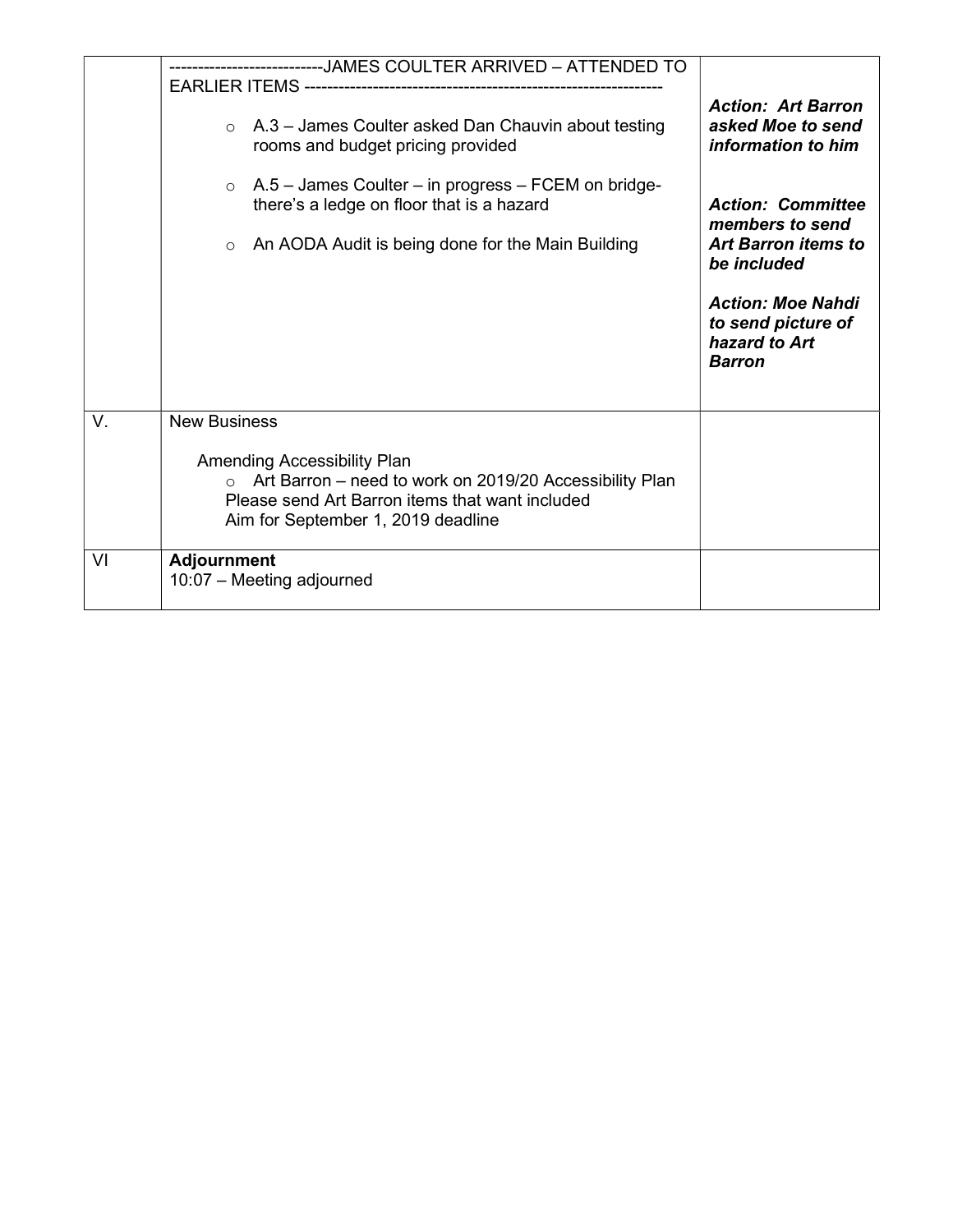| | | |
|---|---|---|
| | --------------------------JAMES COULTER ARRIVED – ATTENDED TO EARLIER ITEMS ---------------------------------------------------------------<br><br>○ A.3 – James Coulter asked Dan Chauvin about testing rooms and budget pricing provided<br><br>○ A.5 – James Coulter – in progress – FCEM on bridge- there's a ledge on floor that is a hazard<br><br>○ An AODA Audit is being done for the Main Building | ***Action: Art Barron asked Moe to send information to him***<br><br>***Action: Committee members to send Art Barron items to be included***<br><br>***Action: Moe Nahdi to send picture of hazard to Art Barron*** |
| V. | New Business<br><br>Amending Accessibility Plan<br>○ Art Barron – need to work on 2019/20 Accessibility Plan<br>Please send Art Barron items that want included<br>Aim for September 1, 2019 deadline | |
| VI | **Adjournment**<br>10:07 – Meeting adjourned | |